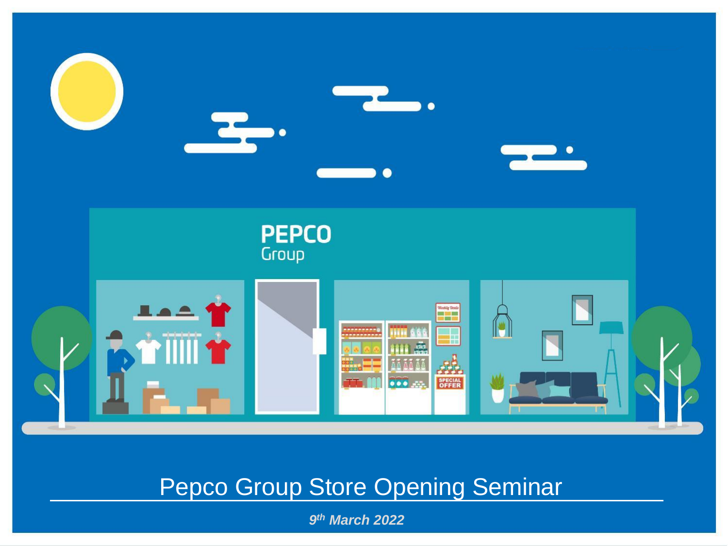# Pepco Group Store Opening Seminar

*9th March 2022*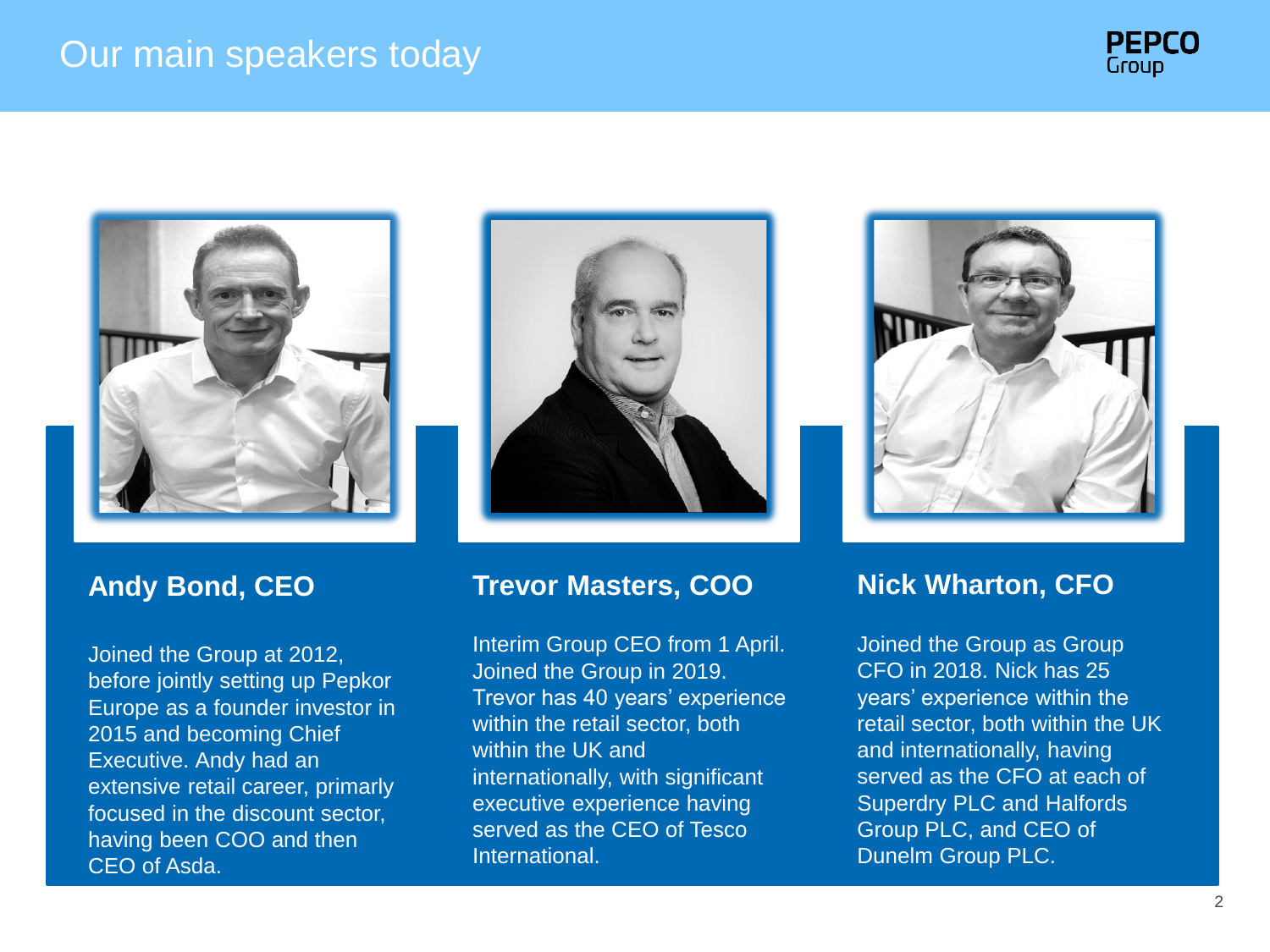# Our main speakers today

### Andy Bond, CEO

Joined the Group at 2012, before jointly setting up Pepkor Europe as a founder investor in 2015 and becoming Chief Executive. Andy had an extensive retail career, primarly focused in the discount sector, having been COO and then CEO of Asda.

### Trevor Masters, COO

Interim Group CEO from 1 April. Joined the Group in 2019. Trevor has 40 years' experience within the retail sector, both within the UK and internationally, with significant executive experience having served as the CEO of Tesco International.

### Nick Wharton, CFO

Joined the Group as Group CFO in 2018. Nick has 25 years' experience within the retail sector, both within the UK and internationally, having served as the CFO at each of Superdry PLC and Halfords Group PLC, and CEO of Dunelm Group PLC.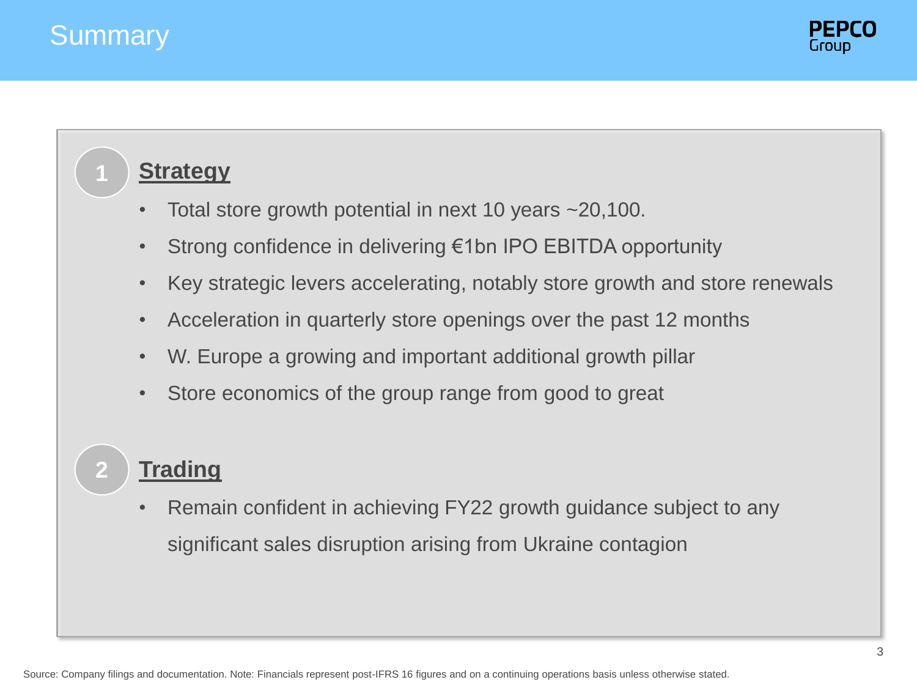# Summary

## 1 Strategy

- Total store growth potential in next 10 years ~20,100.
- Strong confidence in delivering €1bn IPO EBITDA opportunity
- Key strategic levers accelerating, notably store growth and store renewals
- Acceleration in quarterly store openings over the past 12 months
- W. Europe a growing and important additional growth pillar
- Store economics of the group range from good to great

## 2 Trading

- Remain confident in achieving FY22 growth guidance subject to any significant sales disruption arising from Ukraine contagion

Source: Company filings and documentation. Note: Financials represent post-IFRS 16 figures and on a continuing operations basis unless otherwise stated.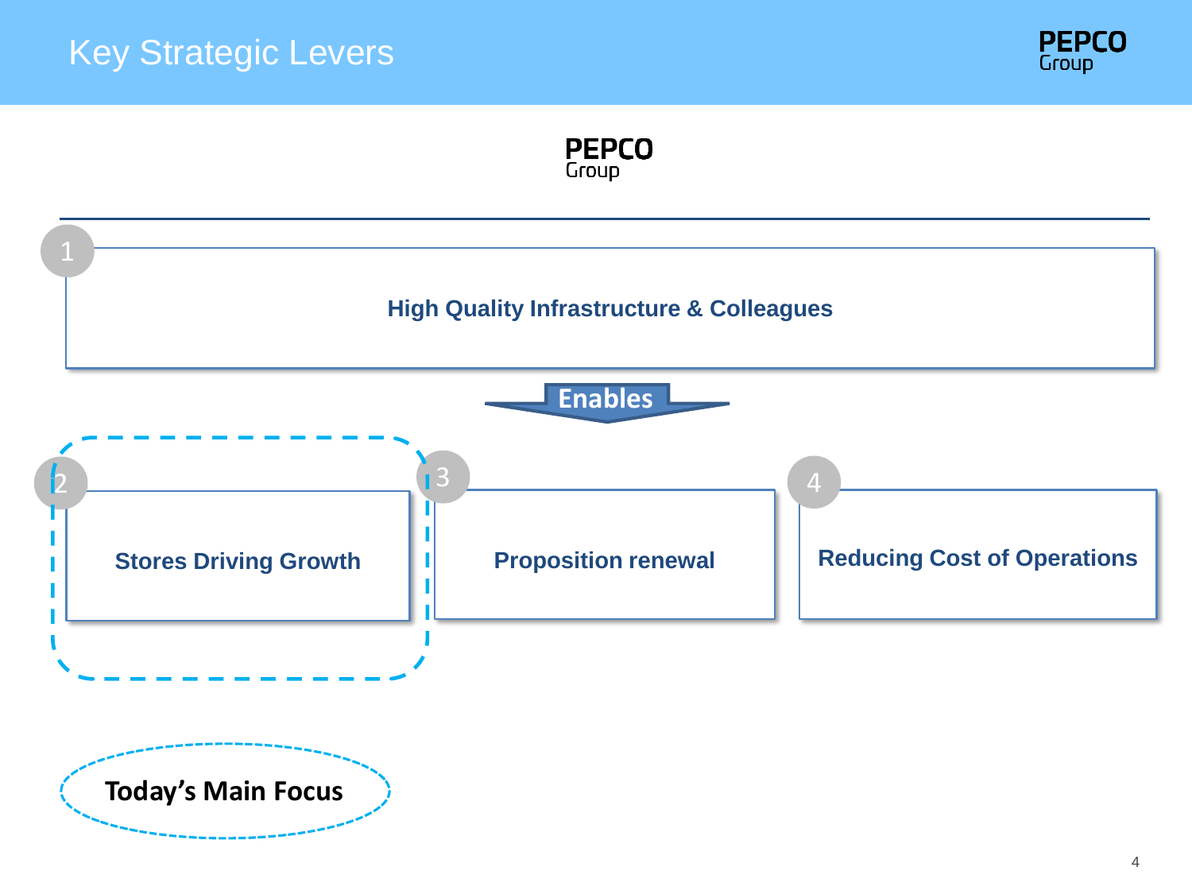# Key Strategic Levers

**PEPCO Group**

**1 — High Quality Infrastructure & Colleagues**

**Enables**

**2 — Stores Driving Growth**

**3 — Proposition renewal**

**4 — Reducing Cost of Operations**

**Today's Main Focus**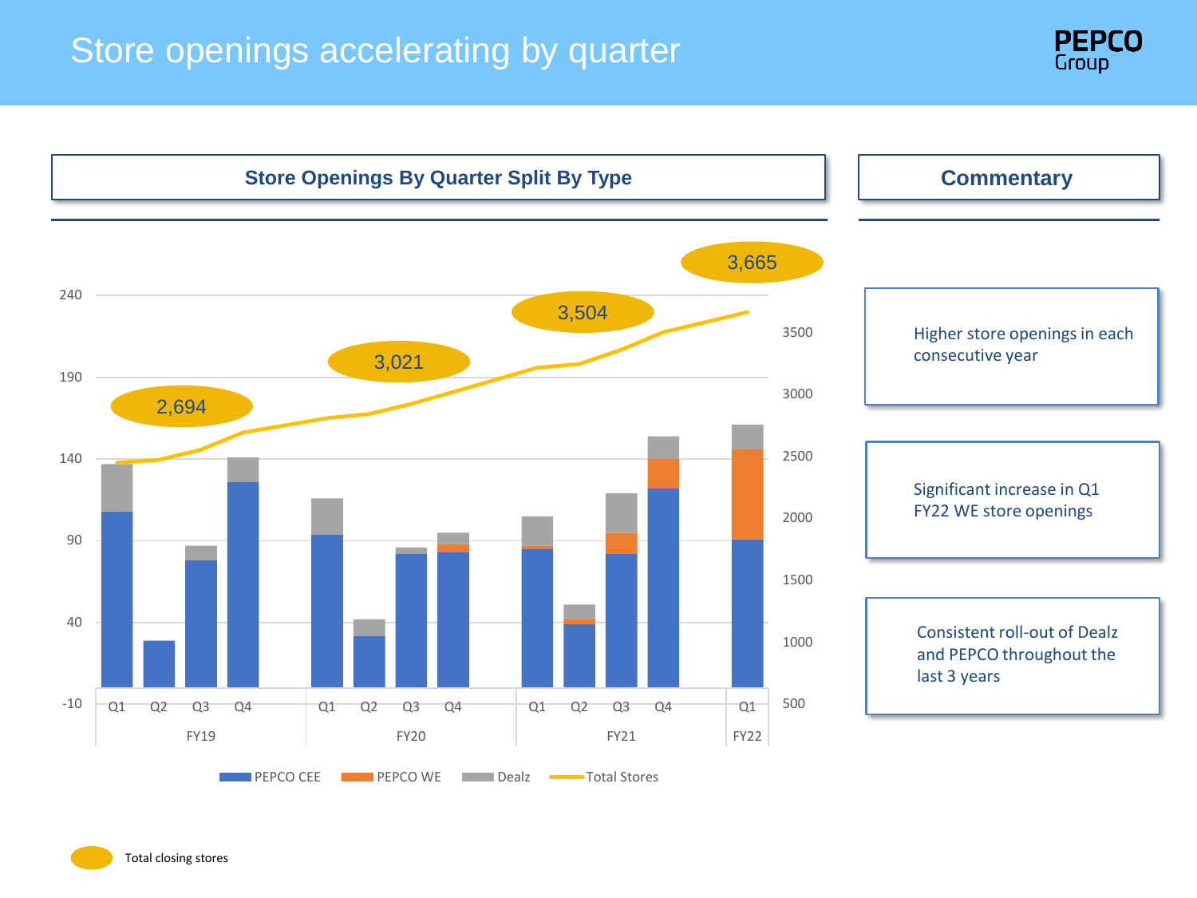# Store openings accelerating by quarter

## Store Openings By Quarter Split By Type

| | | PEPCO CEE | PEPCO WE | Dealz | Total closing stores |
|---|---|---|---|---|---|
| FY19 | Q1 | | | | |
| | Q2 | | | | |
| | Q3 | | | | |
| | Q4 | | | | 2,694 |
| FY20 | Q1 | | | | |
| | Q2 | | | | |
| | Q3 | | | | |
| | Q4 | | | | 3,021 |
| FY21 | Q1 | | | | |
| | Q2 | | | | |
| | Q3 | | | | |
| | Q4 | | | | 3,504 |
| FY22 | Q1 | | | | 3,665 |

Legend: PEPCO CEE, PEPCO WE, Dealz, Total Stores

Total closing stores

## Commentary

- Higher store openings in each consecutive year
- Significant increase in Q1 FY22 WE store openings
- Consistent roll-out of Dealz and PEPCO throughout the last 3 years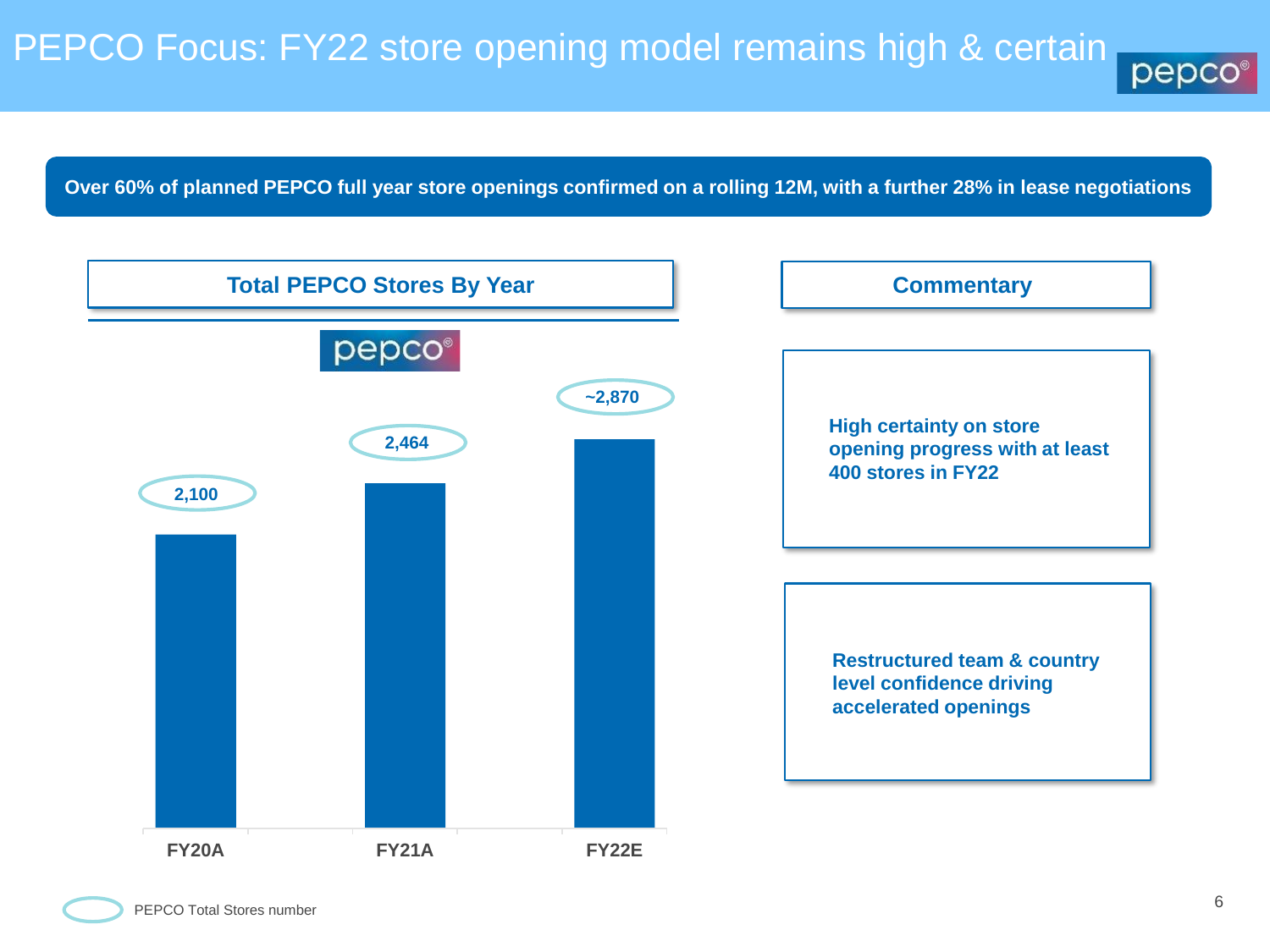# PEPCO Focus: FY22 store opening model remains high & certain

**Over 60% of planned PEPCO full year store openings confirmed on a rolling 12M, with a further 28% in lease negotiations**

## Total PEPCO Stores By Year

| | FY20A | FY21A | FY22E |
|---|---|---|---|
| PEPCO Total Stores number | 2,100 | 2,464 | ~2,870 |

## Commentary

**High certainty on store opening progress with at least 400 stores in FY22**

**Restructured team & country level confidence driving accelerated openings**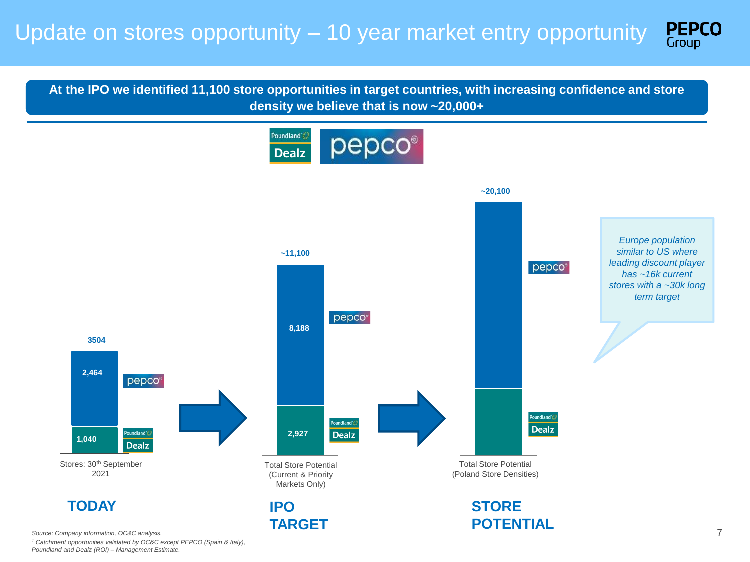# Update on stores opportunity – 10 year market entry opportunity

**At the IPO we identified 11,100 store opportunities in target countries, with increasing confidence and store density we believe that is now ~20,000+**

Poundland Dealz | pepco

| | TODAY | IPO TARGET | STORE POTENTIAL |
|---|---|---|---|
| | Stores: 30th September 2021 | Total Store Potential (Current & Priority Markets Only) | Total Store Potential (Poland Store Densities) |
| pepco | 2,464 | 8,188 | |
| Poundland Dealz | 1,040 | 2,927 | |
| Total | 3504 | ~11,100 | ~20,100 |

*Europe population similar to US where leading discount player has ~16k current stores with a ~30k long term target*

*Source: Company information, OC&C analysis.*

*[1] Catchment opportunities validated by OC&C except PEPCO (Spain & Italy), Poundland and Dealz (ROI) – Management Estimate.*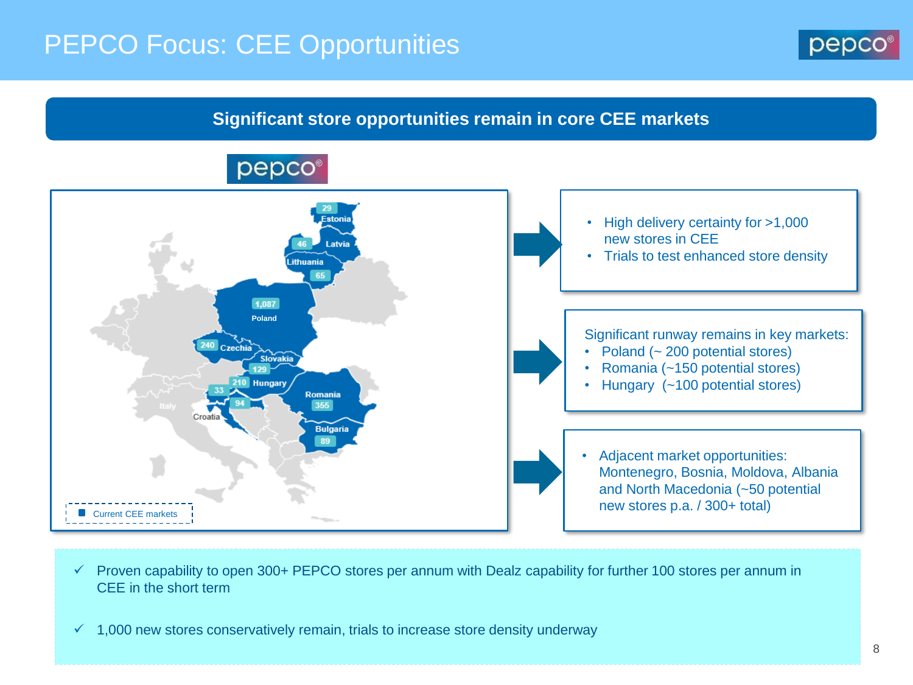# PEPCO Focus: CEE Opportunities

## Significant store opportunities remain in core CEE markets

pepco

| Country | Stores |
| --- | --- |
| Estonia | 29 |
| Latvia | 46 |
| Lithuania | 65 |
| Poland | 1,087 |
| Czechia | 240 |
| Slovakia | 129 |
| Hungary | 210 |
| Croatia | 94 |
| Slovenia | 33 |
| Romania | 355 |
| Bulgaria | 89 |

Current CEE markets

- High delivery certainty for >1,000 new stores in CEE
- Trials to test enhanced store density

Significant runway remains in key markets:

- Poland (~ 200 potential stores)
- Romania (~150 potential stores)
- Hungary (~100 potential stores)

- Adjacent market opportunities: Montenegro, Bosnia, Moldova, Albania and North Macedonia (~50 potential new stores p.a. / 300+ total)

✓ Proven capability to open 300+ PEPCO stores per annum with Dealz capability for further 100 stores per annum in CEE in the short term

✓ 1,000 new stores conservatively remain, trials to increase store density underway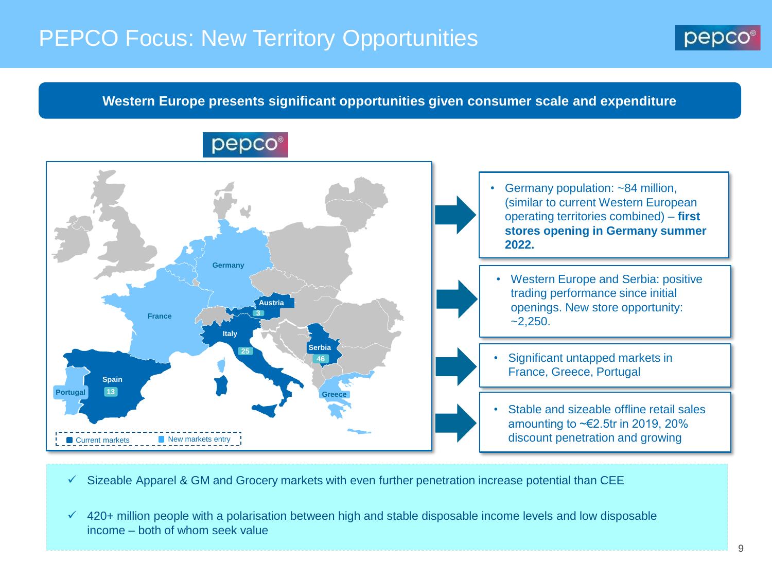# PEPCO Focus: New Territory Opportunities

**Western Europe presents significant opportunities given consumer scale and expenditure**

pepco

Germany

France

Austria

3

Italy

25

Serbia

46

Spain

13

Portugal

Greece

Current markets | New markets entry

- Germany population: ~84 million, (similar to current Western European operating territories combined) – **first stores opening in Germany summer 2022.**

- Western Europe and Serbia: positive trading performance since initial openings. New store opportunity: ~2,250.

- Significant untapped markets in France, Greece, Portugal

- Stable and sizeable offline retail sales amounting to ~€2.5tr in 2019, 20% discount penetration and growing

✓ Sizeable Apparel & GM and Grocery markets with even further penetration increase potential than CEE

✓ 420+ million people with a polarisation between high and stable disposable income levels and low disposable income – both of whom seek value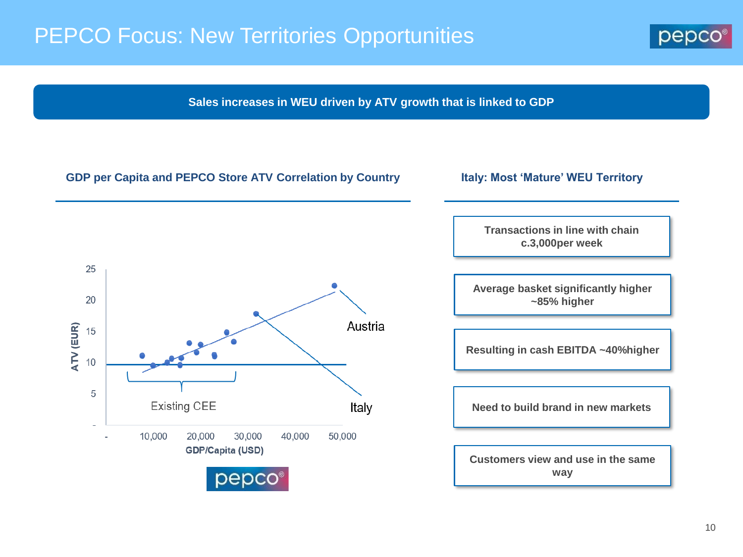# PEPCO Focus: New Territories Opportunities

**Sales increases in WEU driven by ATV growth that is linked to GDP**

## GDP per Capita and PEPCO Store ATV Correlation by Country

ATV (EUR)

25
20
15
10
5
-

- 10,000 20,000 30,000 40,000 50,000

GDP/Capita (USD)

Existing CEE

Austria

Italy

## Italy: Most 'Mature' WEU Territory

- **Transactions in line with chain c.3,000per week**
- **Average basket significantly higher ~85% higher**
- **Resulting in cash EBITDA ~40%higher**
- **Need to build brand in new markets**
- **Customers view and use in the same way**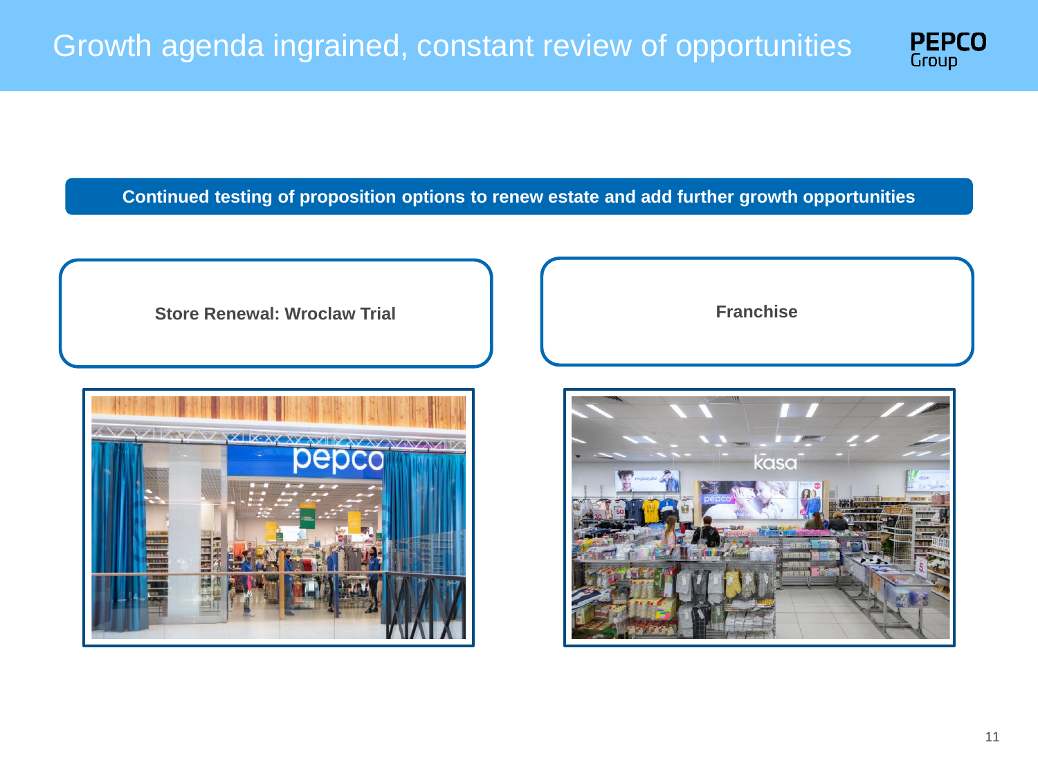# Growth agenda ingrained, constant review of opportunities

**Continued testing of proposition options to renew estate and add further growth opportunities**

**Store Renewal: Wroclaw Trial**

**Franchise**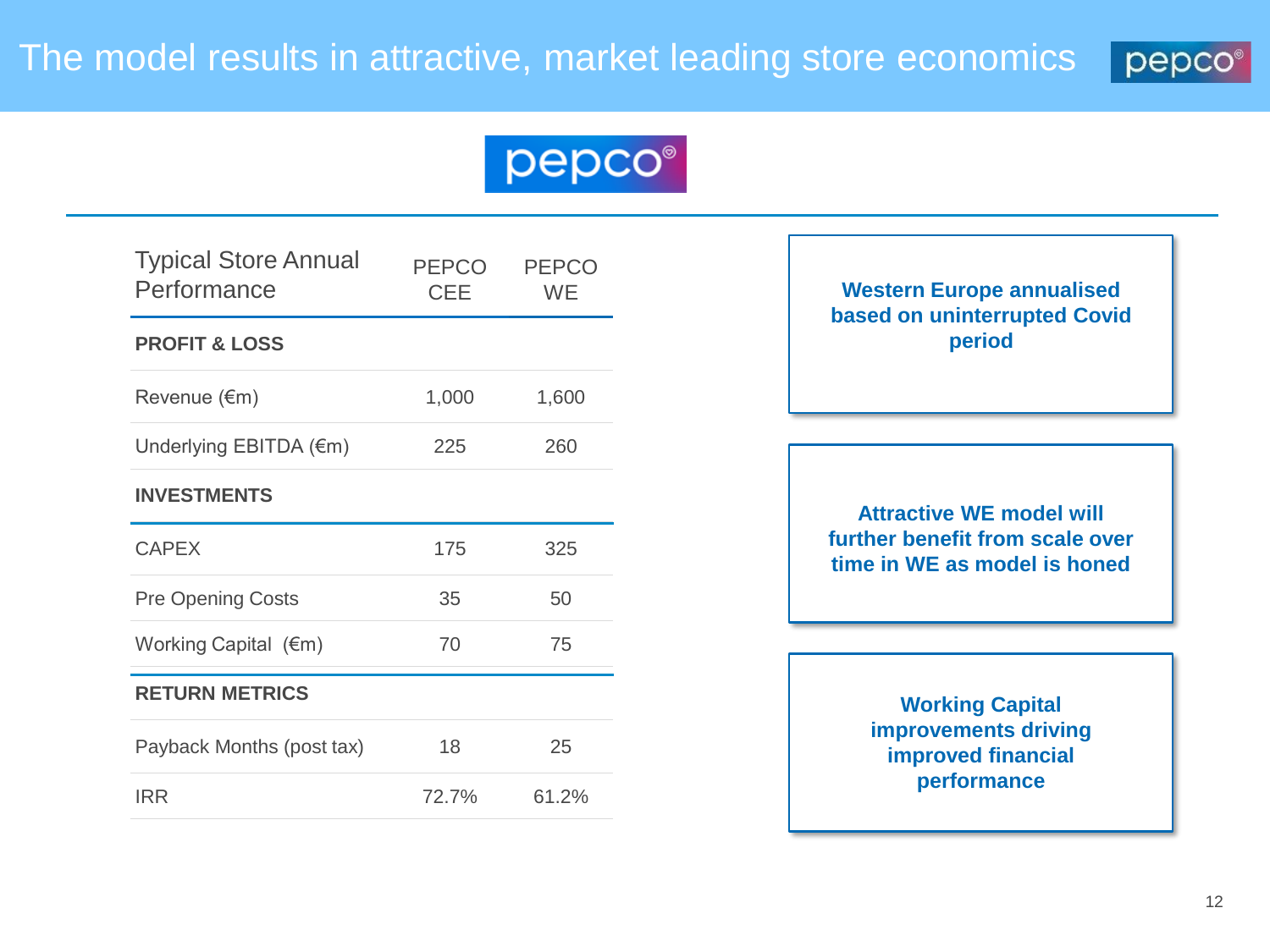# The model results in attractive, market leading store economics

| Typical Store Annual Performance | PEPCO CEE | PEPCO WE |
|---|---|---|
| **PROFIT & LOSS** | | |
| Revenue (€m) | 1,000 | 1,600 |
| Underlying EBITDA (€m) | 225 | 260 |
| **INVESTMENTS** | | |
| CAPEX | 175 | 325 |
| Pre Opening Costs | 35 | 50 |
| Working Capital (€m) | 70 | 75 |
| **RETURN METRICS** | | |
| Payback Months (post tax) | 18 | 25 |
| IRR | 72.7% | 61.2% |

**Western Europe annualised based on uninterrupted Covid period**

**Attractive WE model will further benefit from scale over time in WE as model is honed**

**Working Capital improvements driving improved financial performance**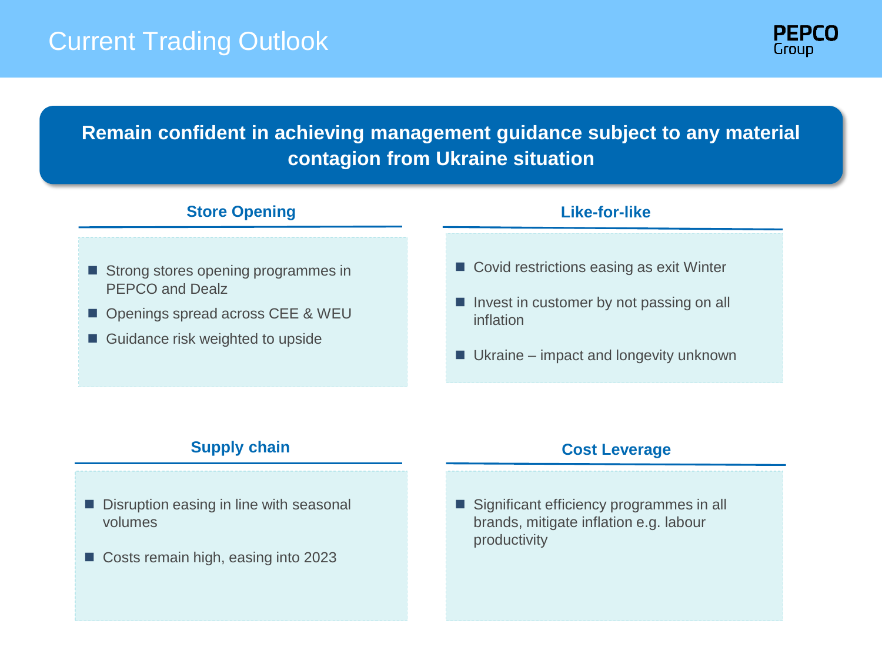# Current Trading Outlook

**Remain confident in achieving management guidance subject to any material contagion from Ukraine situation**

## Store Opening

- Strong stores opening programmes in PEPCO and Dealz
- Openings spread across CEE & WEU
- Guidance risk weighted to upside

## Like-for-like

- Covid restrictions easing as exit Winter
- Invest in customer by not passing on all inflation
- Ukraine – impact and longevity unknown

## Supply chain

- Disruption easing in line with seasonal volumes
- Costs remain high, easing into 2023

## Cost Leverage

- Significant efficiency programmes in all brands, mitigate inflation e.g. labour productivity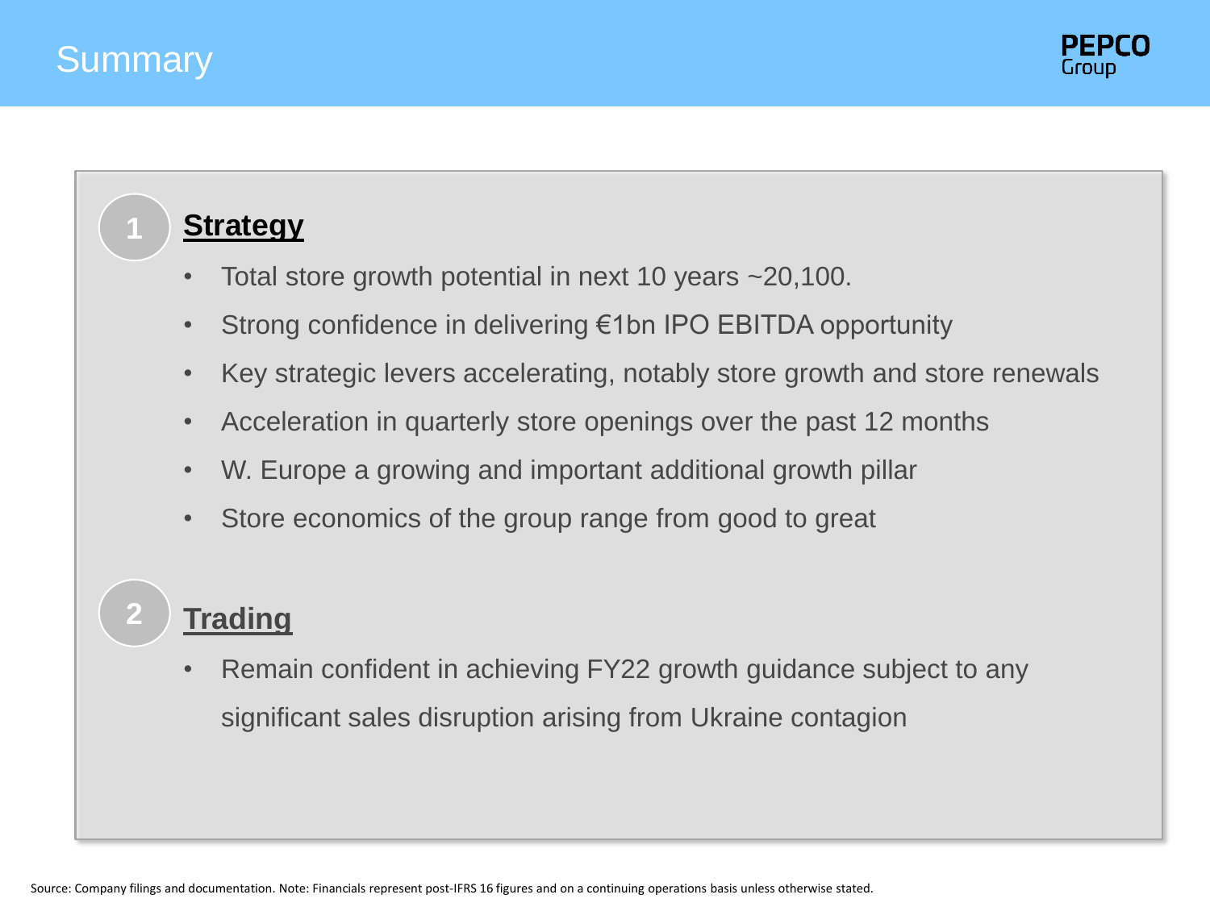# Summary

PEPCO Group

## 1 Strategy

- Total store growth potential in next 10 years ~20,100.
- Strong confidence in delivering €1bn IPO EBITDA opportunity
- Key strategic levers accelerating, notably store growth and store renewals
- Acceleration in quarterly store openings over the past 12 months
- W. Europe a growing and important additional growth pillar
- Store economics of the group range from good to great

## 2 Trading

- Remain confident in achieving FY22 growth guidance subject to any significant sales disruption arising from Ukraine contagion

Source: Company filings and documentation. Note: Financials represent post-IFRS 16 figures and on a continuing operations basis unless otherwise stated.